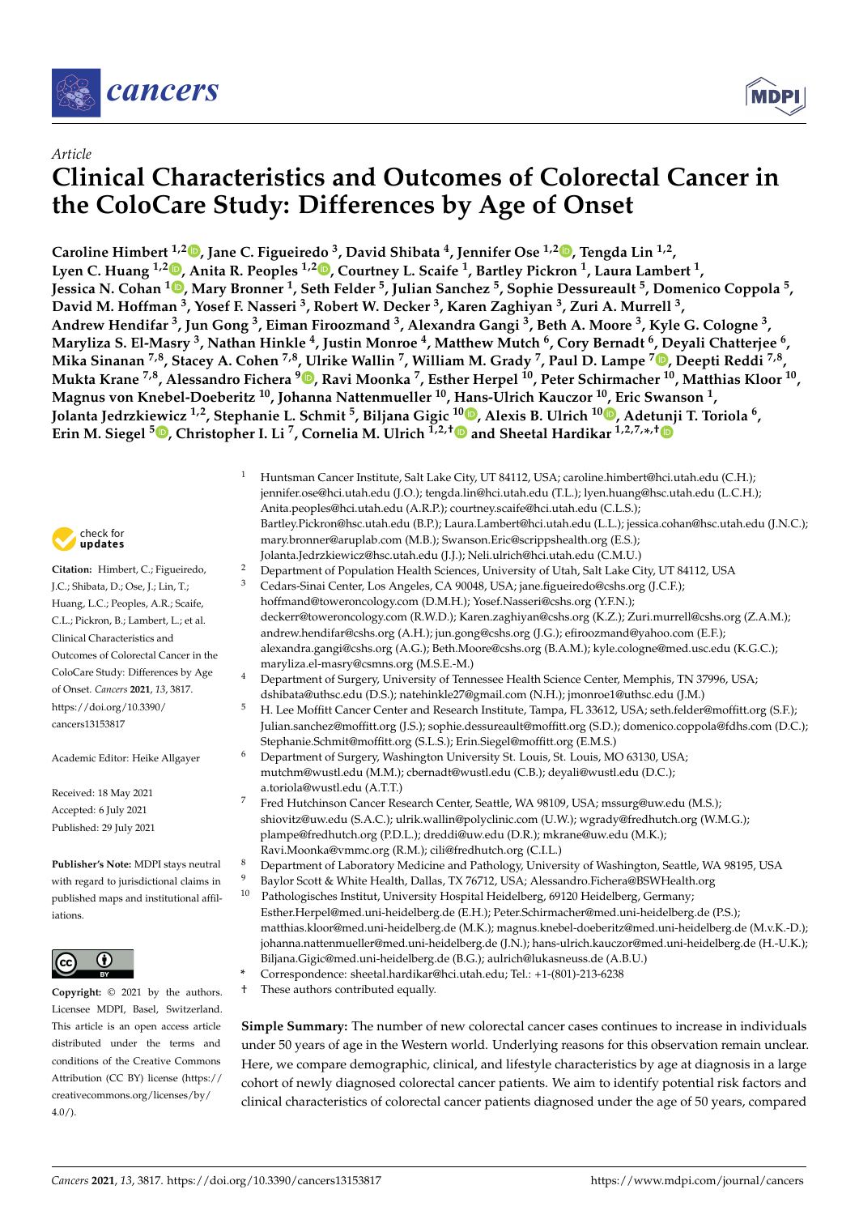*Article*

# Clinical Characteristics and Outcomes of Colorectal Cancer in the ColoCare Study: Differences by Age of Onset

**Caroline Himbert [1,2], Jane C. Figueiredo [3], David Shibata [4], Jennifer Ose [1,2], Tengda Lin [1,2], Lyen C. Huang [1,2], Anita R. Peoples [1,2], Courtney L. Scaife [1], Bartley Pickron [1], Laura Lambert [1], Jessica N. Cohan [1], Mary Bronner [1], Seth Felder [5], Julian Sanchez [5], Sophie Dessureault [5], Domenico Coppola [5], David M. Hoffman [3], Yosef F. Nasseri [3], Robert W. Decker [3], Karen Zaghiyan [3], Zuri A. Murrell [3], Andrew Hendifar [3], Jun Gong [3], Eiman Firoozmand [3], Alexandra Gangi [3], Beth A. Moore [3], Kyle G. Cologne [3], Maryliza S. El-Masry [3], Nathan Hinkle [4], Justin Monroe [4], Matthew Mutch [6], Cory Bernadt [6], Deyali Chatterjee [6], Mika Sinanan [7,8], Stacey A. Cohen [7,8], Ulrike Wallin [7], William M. Grady [7], Paul D. Lampe [7], Deepti Reddi [7,8], Mukta Krane [7,8], Alessandro Fichera [9], Ravi Moonka [7], Esther Herpel [10], Peter Schirmacher [10], Matthias Kloor [10], Magnus von Knebel-Doeberitz [10], Johanna Nattenmueller [10], Hans-Ulrich Kauczor [10], Eric Swanson [1], Jolanta Jedrzkiewicz [1,2], Stephanie L. Schmit [5], Biljana Gigic [10], Alexis B. Ulrich [10], Adetunji T. Toriola [6], Erin M. Siegel [5], Christopher I. Li [7], Cornelia M. Ulrich [1,2,†] and Sheetal Hardikar [1,2,7,*,†]**

1. Huntsman Cancer Institute, Salt Lake City, UT 84112, USA; caroline.himbert@hci.utah.edu (C.H.); jennifer.ose@hci.utah.edu (J.O.); tengda.lin@hci.utah.edu (T.L.); lyen.huang@hsc.utah.edu (L.C.H.); Anita.peoples@hci.utah.edu (A.R.P.); courtney.scaife@hci.utah.edu (C.L.S.); Bartley.Pickron@hsc.utah.edu (B.P.); Laura.Lambert@hci.utah.edu (L.L.); jessica.cohan@hsc.utah.edu (J.N.C.); mary.bronner@aruplab.com (M.B.); Swanson.Eric@scrippshealth.org (E.S.); Jolanta.Jedrzkiewicz@hsc.utah.edu (J.J.); Neli.ulrich@hci.utah.edu (C.M.U.)
2. Department of Population Health Sciences, University of Utah, Salt Lake City, UT 84112, USA
3. Cedars-Sinai Center, Los Angeles, CA 90048, USA; jane.figueiredo@cshs.org (J.C.F.); hoffmand@toweroncology.com (D.M.H.); Yosef.Nasseri@cshs.org (Y.F.N.); deckerr@toweroncology.com (R.W.D.); Karen.zaghiyan@cshs.org (K.Z.); Zuri.murrell@cshs.org (Z.A.M.); andrew.hendifar@cshs.org (A.H.); jun.gong@cshs.org (J.G.); efiroozmand@yahoo.com (E.F.); alexandra.gangi@cshs.org (A.G.); Beth.Moore@cshs.org (B.A.M.); kyle.cologne@med.usc.edu (K.G.C.); maryliza.el-masry@csmns.org (M.S.E.-M.)
4. Department of Surgery, University of Tennessee Health Science Center, Memphis, TN 37996, USA; dshibata@uthsc.edu (D.S.); natehinkle27@gmail.com (N.H.); jmonroe1@uthsc.edu (J.M.)
5. H. Lee Moffitt Cancer Center and Research Institute, Tampa, FL 33612, USA; seth.felder@moffitt.org (S.F.); Julian.sanchez@moffitt.org (J.S.); sophie.dessureault@moffitt.org (S.D.); domenico.coppola@fdhs.com (D.C.); Stephanie.Schmit@moffitt.org (S.L.S.); Erin.Siegel@moffitt.org (E.M.S.)
6. Department of Surgery, Washington University St. Louis, St. Louis, MO 63130, USA; mutchm@wustl.edu (M.M.); cbernadt@wustl.edu (C.B.); deyali@wustl.edu (D.C.); a.toriola@wustl.edu (A.T.T.)
7. Fred Hutchinson Cancer Research Center, Seattle, WA 98109, USA; mssurg@uw.edu (M.S.); shiovitz@uw.edu (S.A.C.); ulrik.wallin@polyclinic.com (U.W.); wgrady@fredhutch.org (W.M.G.); plampe@fredhutch.org (P.D.L.); dreddi@uw.edu (D.R.); mkrane@uw.edu (M.K.); Ravi.Moonka@vmmc.org (R.M.); cili@fredhutch.org (C.I.L.)
8. Department of Laboratory Medicine and Pathology, University of Washington, Seattle, WA 98195, USA
9. Baylor Scott & White Health, Dallas, TX 76712, USA; Alessandro.Fichera@BSWHealth.org
10. Pathologisches Institut, University Hospital Heidelberg, 69120 Heidelberg, Germany; Esther.Herpel@med.uni-heidelberg.de (E.H.); Peter.Schirmacher@med.uni-heidelberg.de (P.S.); matthias.kloor@med.uni-heidelberg.de (M.K.); magnus.knebel-doeberitz@med.uni-heidelberg.de (M.v.K.-D.); johanna.nattenmueller@med.uni-heidelberg.de (J.N.); hans-ulrich.kauczor@med.uni-heidelberg.de (H.-U.K.); Biljana.Gigic@med.uni-heidelberg.de (B.G.); aulrich@lukasneuss.de (A.B.U.)

\* Correspondence: sheetal.hardikar@hci.utah.edu; Tel.: +1-(801)-213-6238

† These authors contributed equally.

**Citation:** Himbert, C.; Figueiredo, J.C.; Shibata, D.; Ose, J.; Lin, T.; Huang, L.C.; Peoples, A.R.; Scaife, C.L.; Pickron, B.; Lambert, L.; et al. Clinical Characteristics and Outcomes of Colorectal Cancer in the ColoCare Study: Differences by Age of Onset. *Cancers* **2021**, *13*, 3817. https://doi.org/10.3390/cancers13153817

Academic Editor: Heike Allgayer

Received: 18 May 2021
Accepted: 6 July 2021
Published: 29 July 2021

**Publisher's Note:** MDPI stays neutral with regard to jurisdictional claims in published maps and institutional affiliations.

**Copyright:** © 2021 by the authors. Licensee MDPI, Basel, Switzerland. This article is an open access article distributed under the terms and conditions of the Creative Commons Attribution (CC BY) license (https://creativecommons.org/licenses/by/4.0/).

**Simple Summary:** The number of new colorectal cancer cases continues to increase in individuals under 50 years of age in the Western world. Underlying reasons for this observation remain unclear. Here, we compare demographic, clinical, and lifestyle characteristics by age at diagnosis in a large cohort of newly diagnosed colorectal cancer patients. We aim to identify potential risk factors and clinical characteristics of colorectal cancer patients diagnosed under the age of 50 years, compared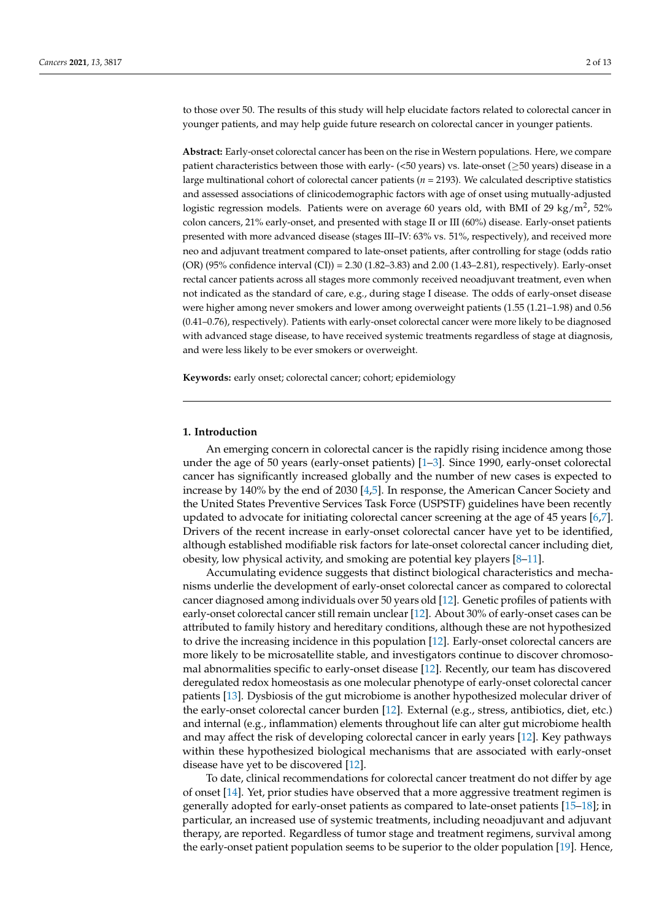to those over 50. The results of this study will help elucidate factors related to colorectal cancer in younger patients, and may help guide future research on colorectal cancer in younger patients.

**Abstract:** Early-onset colorectal cancer has been on the rise in Western populations. Here, we compare patient characteristics between those with early- (<50 years) vs. late-onset (≥50 years) disease in a large multinational cohort of colorectal cancer patients ($n$ = 2193). We calculated descriptive statistics and assessed associations of clinicodemographic factors with age of onset using mutually-adjusted logistic regression models. Patients were on average 60 years old, with BMI of 29 kg/m$^2$, 52% colon cancers, 21% early-onset, and presented with stage II or III (60%) disease. Early-onset patients presented with more advanced disease (stages III–IV: 63% vs. 51%, respectively), and received more neo and adjuvant treatment compared to late-onset patients, after controlling for stage (odds ratio (OR) (95% confidence interval (CI)) = 2.30 (1.82–3.83) and 2.00 (1.43–2.81), respectively). Early-onset rectal cancer patients across all stages more commonly received neoadjuvant treatment, even when not indicated as the standard of care, e.g., during stage I disease. The odds of early-onset disease were higher among never smokers and lower among overweight patients (1.55 (1.21–1.98) and 0.56 (0.41–0.76), respectively). Patients with early-onset colorectal cancer were more likely to be diagnosed with advanced stage disease, to have received systemic treatments regardless of stage at diagnosis, and were less likely to be ever smokers or overweight.

**Keywords:** early onset; colorectal cancer; cohort; epidemiology

## 1. Introduction

An emerging concern in colorectal cancer is the rapidly rising incidence among those under the age of 50 years (early-onset patients) [1–3]. Since 1990, early-onset colorectal cancer has significantly increased globally and the number of new cases is expected to increase by 140% by the end of 2030 [4,5]. In response, the American Cancer Society and the United States Preventive Services Task Force (USPSTF) guidelines have been recently updated to advocate for initiating colorectal cancer screening at the age of 45 years [6,7]. Drivers of the recent increase in early-onset colorectal cancer have yet to be identified, although established modifiable risk factors for late-onset colorectal cancer including diet, obesity, low physical activity, and smoking are potential key players [8–11].

Accumulating evidence suggests that distinct biological characteristics and mechanisms underlie the development of early-onset colorectal cancer as compared to colorectal cancer diagnosed among individuals over 50 years old [12]. Genetic profiles of patients with early-onset colorectal cancer still remain unclear [12]. About 30% of early-onset cases can be attributed to family history and hereditary conditions, although these are not hypothesized to drive the increasing incidence in this population [12]. Early-onset colorectal cancers are more likely to be microsatellite stable, and investigators continue to discover chromosomal abnormalities specific to early-onset disease [12]. Recently, our team has discovered deregulated redox homeostasis as one molecular phenotype of early-onset colorectal cancer patients [13]. Dysbiosis of the gut microbiome is another hypothesized molecular driver of the early-onset colorectal cancer burden [12]. External (e.g., stress, antibiotics, diet, etc.) and internal (e.g., inflammation) elements throughout life can alter gut microbiome health and may affect the risk of developing colorectal cancer in early years [12]. Key pathways within these hypothesized biological mechanisms that are associated with early-onset disease have yet to be discovered [12].

To date, clinical recommendations for colorectal cancer treatment do not differ by age of onset [14]. Yet, prior studies have observed that a more aggressive treatment regimen is generally adopted for early-onset patients as compared to late-onset patients [15–18]; in particular, an increased use of systemic treatments, including neoadjuvant and adjuvant therapy, are reported. Regardless of tumor stage and treatment regimens, survival among the early-onset patient population seems to be superior to the older population [19]. Hence,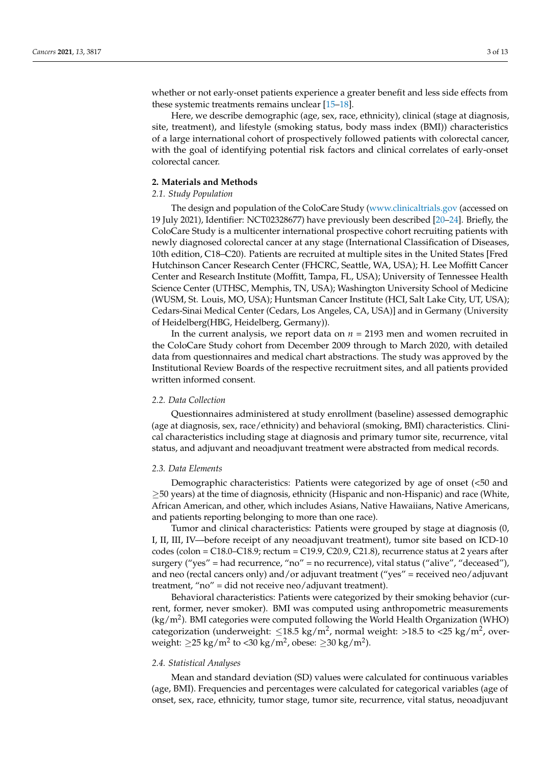whether or not early-onset patients experience a greater benefit and less side effects from these systemic treatments remains unclear [15–18].

Here, we describe demographic (age, sex, race, ethnicity), clinical (stage at diagnosis, site, treatment), and lifestyle (smoking status, body mass index (BMI)) characteristics of a large international cohort of prospectively followed patients with colorectal cancer, with the goal of identifying potential risk factors and clinical correlates of early-onset colorectal cancer.

## 2. Materials and Methods

### 2.1. Study Population

The design and population of the ColoCare Study (www.clinicaltrials.gov (accessed on 19 July 2021), Identifier: NCT02328677) have previously been described [20–24]. Briefly, the ColoCare Study is a multicenter international prospective cohort recruiting patients with newly diagnosed colorectal cancer at any stage (International Classification of Diseases, 10th edition, C18–C20). Patients are recruited at multiple sites in the United States [Fred Hutchinson Cancer Research Center (FHCRC, Seattle, WA, USA); H. Lee Moffitt Cancer Center and Research Institute (Moffitt, Tampa, FL, USA); University of Tennessee Health Science Center (UTHSC, Memphis, TN, USA); Washington University School of Medicine (WUSM, St. Louis, MO, USA); Huntsman Cancer Institute (HCI, Salt Lake City, UT, USA); Cedars-Sinai Medical Center (Cedars, Los Angeles, CA, USA)] and in Germany (University of Heidelberg(HBG, Heidelberg, Germany)).

In the current analysis, we report data on $n$ = 2193 men and women recruited in the ColoCare Study cohort from December 2009 through to March 2020, with detailed data from questionnaires and medical chart abstractions. The study was approved by the Institutional Review Boards of the respective recruitment sites, and all patients provided written informed consent.

### 2.2. Data Collection

Questionnaires administered at study enrollment (baseline) assessed demographic (age at diagnosis, sex, race/ethnicity) and behavioral (smoking, BMI) characteristics. Clinical characteristics including stage at diagnosis and primary tumor site, recurrence, vital status, and adjuvant and neoadjuvant treatment were abstracted from medical records.

### 2.3. Data Elements

Demographic characteristics: Patients were categorized by age of onset (<50 and ≥50 years) at the time of diagnosis, ethnicity (Hispanic and non-Hispanic) and race (White, African American, and other, which includes Asians, Native Hawaiians, Native Americans, and patients reporting belonging to more than one race).

Tumor and clinical characteristics: Patients were grouped by stage at diagnosis (0, I, II, III, IV—before receipt of any neoadjuvant treatment), tumor site based on ICD-10 codes (colon = C18.0–C18.9; rectum = C19.9, C20.9, C21.8), recurrence status at 2 years after surgery ("yes" = had recurrence, "no" = no recurrence), vital status ("alive", "deceased"), and neo (rectal cancers only) and/or adjuvant treatment ("yes" = received neo/adjuvant treatment, "no" = did not receive neo/adjuvant treatment).

Behavioral characteristics: Patients were categorized by their smoking behavior (current, former, never smoker). BMI was computed using anthropometric measurements ($kg/m^2$). BMI categories were computed following the World Health Organization (WHO) categorization (underweight: $\leq$18.5 $kg/m^2$, normal weight: >18.5 to <25 $kg/m^2$, overweight: $\geq$25 $kg/m^2$ to <30 $kg/m^2$, obese: $\geq$30 $kg/m^2$).

### 2.4. Statistical Analyses

Mean and standard deviation (SD) values were calculated for continuous variables (age, BMI). Frequencies and percentages were calculated for categorical variables (age of onset, sex, race, ethnicity, tumor stage, tumor site, recurrence, vital status, neoadjuvant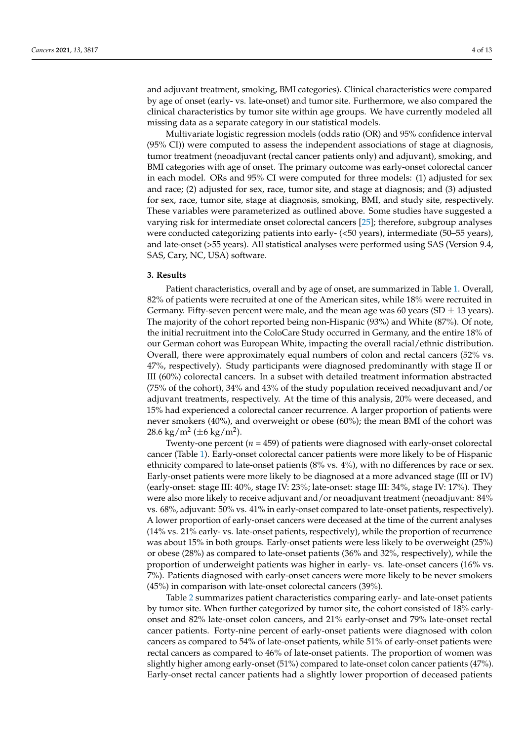and adjuvant treatment, smoking, BMI categories). Clinical characteristics were compared by age of onset (early- vs. late-onset) and tumor site. Furthermore, we also compared the clinical characteristics by tumor site within age groups. We have currently modeled all missing data as a separate category in our statistical models.

Multivariate logistic regression models (odds ratio (OR) and 95% confidence interval (95% CI)) were computed to assess the independent associations of stage at diagnosis, tumor treatment (neoadjuvant (rectal cancer patients only) and adjuvant), smoking, and BMI categories with age of onset. The primary outcome was early-onset colorectal cancer in each model. ORs and 95% CI were computed for three models: (1) adjusted for sex and race; (2) adjusted for sex, race, tumor site, and stage at diagnosis; and (3) adjusted for sex, race, tumor site, stage at diagnosis, smoking, BMI, and study site, respectively. These variables were parameterized as outlined above. Some studies have suggested a varying risk for intermediate onset colorectal cancers [25]; therefore, subgroup analyses were conducted categorizing patients into early- (<50 years), intermediate (50–55 years), and late-onset (>55 years). All statistical analyses were performed using SAS (Version 9.4, SAS, Cary, NC, USA) software.

## 3. Results

Patient characteristics, overall and by age of onset, are summarized in Table 1. Overall, 82% of patients were recruited at one of the American sites, while 18% were recruited in Germany. Fifty-seven percent were male, and the mean age was 60 years (SD $\pm$ 13 years). The majority of the cohort reported being non-Hispanic (93%) and White (87%). Of note, the initial recruitment into the ColoCare Study occurred in Germany, and the entire 18% of our German cohort was European White, impacting the overall racial/ethnic distribution. Overall, there were approximately equal numbers of colon and rectal cancers (52% vs. 47%, respectively). Study participants were diagnosed predominantly with stage II or III (60%) colorectal cancers. In a subset with detailed treatment information abstracted (75% of the cohort), 34% and 43% of the study population received neoadjuvant and/or adjuvant treatments, respectively. At the time of this analysis, 20% were deceased, and 15% had experienced a colorectal cancer recurrence. A larger proportion of patients were never smokers (40%), and overweight or obese (60%); the mean BMI of the cohort was 28.6 kg/m$^2$ ($\pm$6 kg/m$^2$).

Twenty-one percent (*n* = 459) of patients were diagnosed with early-onset colorectal cancer (Table 1). Early-onset colorectal cancer patients were more likely to be of Hispanic ethnicity compared to late-onset patients (8% vs. 4%), with no differences by race or sex. Early-onset patients were more likely to be diagnosed at a more advanced stage (III or IV) (early-onset: stage III: 40%, stage IV: 23%; late-onset: stage III: 34%, stage IV: 17%). They were also more likely to receive adjuvant and/or neoadjuvant treatment (neoadjuvant: 84% vs. 68%, adjuvant: 50% vs. 41% in early-onset compared to late-onset patients, respectively). A lower proportion of early-onset cancers were deceased at the time of the current analyses (14% vs. 21% early- vs. late-onset patients, respectively), while the proportion of recurrence was about 15% in both groups. Early-onset patients were less likely to be overweight (25%) or obese (28%) as compared to late-onset patients (36% and 32%, respectively), while the proportion of underweight patients was higher in early- vs. late-onset cancers (16% vs. 7%). Patients diagnosed with early-onset cancers were more likely to be never smokers (45%) in comparison with late-onset colorectal cancers (39%).

Table 2 summarizes patient characteristics comparing early- and late-onset patients by tumor site. When further categorized by tumor site, the cohort consisted of 18% early-onset and 82% late-onset colon cancers, and 21% early-onset and 79% late-onset rectal cancer patients. Forty-nine percent of early-onset patients were diagnosed with colon cancers as compared to 54% of late-onset patients, while 51% of early-onset patients were rectal cancers as compared to 46% of late-onset patients. The proportion of women was slightly higher among early-onset (51%) compared to late-onset colon cancer patients (47%). Early-onset rectal cancer patients had a slightly lower proportion of deceased patients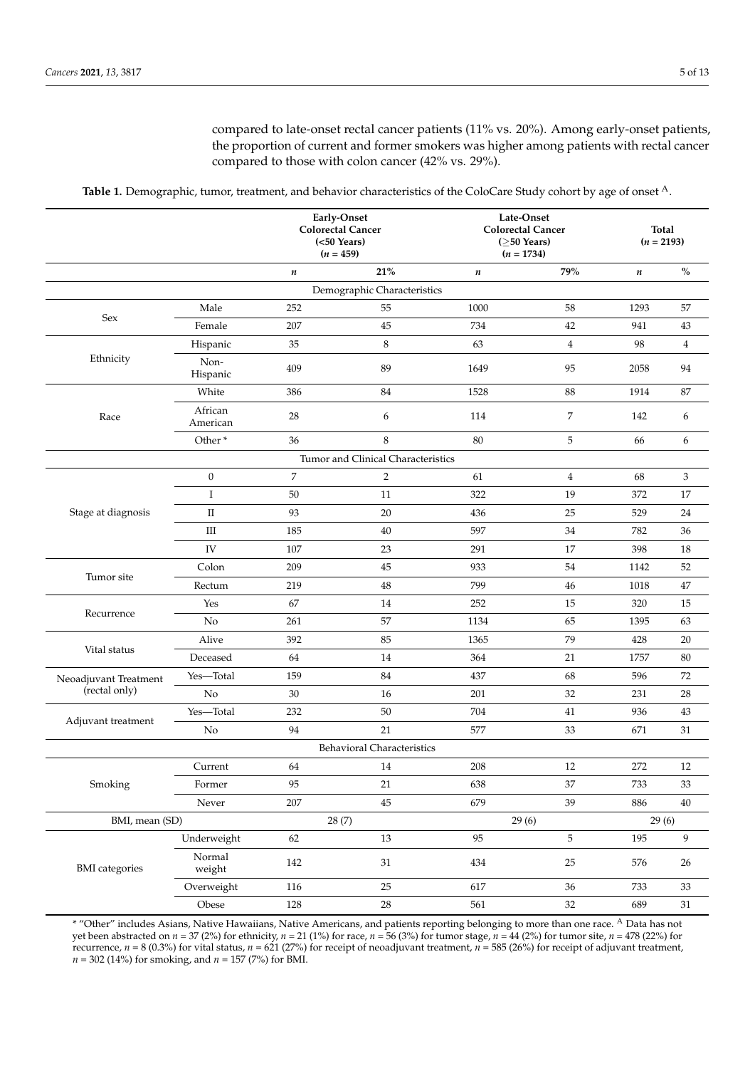compared to late-onset rectal cancer patients (11% vs. 20%). Among early-onset patients, the proportion of current and former smokers was higher among patients with rectal cancer compared to those with colon cancer (42% vs. 29%).

**Table 1.** Demographic, tumor, treatment, and behavior characteristics of the ColoCare Study cohort by age of onset [A].

| | | Early-Onset Colorectal Cancer (<50 Years) ($n$ = 459) | | Late-Onset Colorectal Cancer (≥50 Years) ($n$ = 1734) | | Total ($n$ = 2193) | |
|---|---|---|---|---|---|---|---|
| | | $n$ | 21% | $n$ | 79% | $n$ | % |
| Demographic Characteristics | | | | | | | |
| Sex | Male | 252 | 55 | 1000 | 58 | 1293 | 57 |
| | Female | 207 | 45 | 734 | 42 | 941 | 43 |
| Ethnicity | Hispanic | 35 | 8 | 63 | 4 | 98 | 4 |
| | Non-Hispanic | 409 | 89 | 1649 | 95 | 2058 | 94 |
| Race | White | 386 | 84 | 1528 | 88 | 1914 | 87 |
| | African American | 28 | 6 | 114 | 7 | 142 | 6 |
| | Other * | 36 | 8 | 80 | 5 | 66 | 6 |
| Tumor and Clinical Characteristics | | | | | | | |
| Stage at diagnosis | 0 | 7 | 2 | 61 | 4 | 68 | 3 |
| | I | 50 | 11 | 322 | 19 | 372 | 17 |
| | II | 93 | 20 | 436 | 25 | 529 | 24 |
| | III | 185 | 40 | 597 | 34 | 782 | 36 |
| | IV | 107 | 23 | 291 | 17 | 398 | 18 |
| Tumor site | Colon | 209 | 45 | 933 | 54 | 1142 | 52 |
| | Rectum | 219 | 48 | 799 | 46 | 1018 | 47 |
| Recurrence | Yes | 67 | 14 | 252 | 15 | 320 | 15 |
| | No | 261 | 57 | 1134 | 65 | 1395 | 63 |
| Vital status | Alive | 392 | 85 | 1365 | 79 | 428 | 20 |
| | Deceased | 64 | 14 | 364 | 21 | 1757 | 80 |
| Neoadjuvant Treatment (rectal only) | Yes—Total | 159 | 84 | 437 | 68 | 596 | 72 |
| | No | 30 | 16 | 201 | 32 | 231 | 28 |
| Adjuvant treatment | Yes—Total | 232 | 50 | 704 | 41 | 936 | 43 |
| | No | 94 | 21 | 577 | 33 | 671 | 31 |
| Behavioral Characteristics | | | | | | | |
| Smoking | Current | 64 | 14 | 208 | 12 | 272 | 12 |
| | Former | 95 | 21 | 638 | 37 | 733 | 33 |
| | Never | 207 | 45 | 679 | 39 | 886 | 40 |
| BMI, mean (SD) | | 28 (7) | | 29 (6) | | 29 (6) | |
| BMI categories | Underweight | 62 | 13 | 95 | 5 | 195 | 9 |
| | Normal weight | 142 | 31 | 434 | 25 | 576 | 26 |
| | Overweight | 116 | 25 | 617 | 36 | 733 | 33 |
| | Obese | 128 | 28 | 561 | 32 | 689 | 31 |

* "Other" includes Asians, Native Hawaiians, Native Americans, and patients reporting belonging to more than one race. [A] Data has not yet been abstracted on $n$ = 37 (2%) for ethnicity, $n$ = 21 (1%) for race, $n$ = 56 (3%) for tumor stage, $n$ = 44 (2%) for tumor site, $n$ = 478 (22%) for recurrence, $n$ = 8 (0.3%) for vital status, $n$ = 621 (27%) for receipt of neoadjuvant treatment, $n$ = 585 (26%) for receipt of adjuvant treatment, $n$ = 302 (14%) for smoking, and $n$ = 157 (7%) for BMI.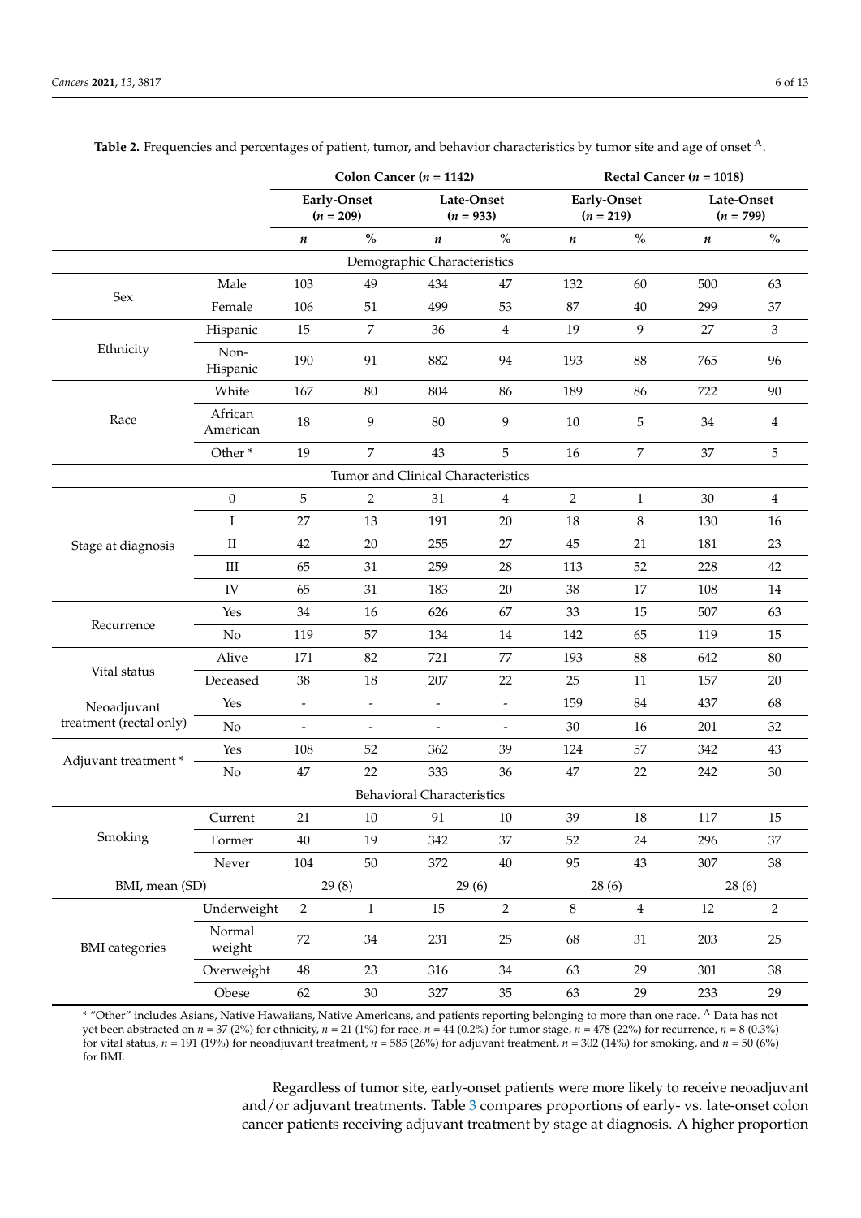**Table 2.** Frequencies and percentages of patient, tumor, and behavior characteristics by tumor site and age of onset [A].

| | | Colon Cancer ($n$ = 1142) | | | | Rectal Cancer ($n$ = 1018) | | | |
|---|---|---|---|---|---|---|---|---|---|
| | | Early-Onset ($n$ = 209) | | Late-Onset ($n$ = 933) | | Early-Onset ($n$ = 219) | | Late-Onset ($n$ = 799) | |
| | | $n$ | % | $n$ | % | $n$ | % | $n$ | % |
| **Demographic Characteristics** | | | | | | | | | |
| Sex | Male | 103 | 49 | 434 | 47 | 132 | 60 | 500 | 63 |
| | Female | 106 | 51 | 499 | 53 | 87 | 40 | 299 | 37 |
| Ethnicity | Hispanic | 15 | 7 | 36 | 4 | 19 | 9 | 27 | 3 |
| | Non-Hispanic | 190 | 91 | 882 | 94 | 193 | 88 | 765 | 96 |
| Race | White | 167 | 80 | 804 | 86 | 189 | 86 | 722 | 90 |
| | African American | 18 | 9 | 80 | 9 | 10 | 5 | 34 | 4 |
| | Other * | 19 | 7 | 43 | 5 | 16 | 7 | 37 | 5 |
| **Tumor and Clinical Characteristics** | | | | | | | | | |
| Stage at diagnosis | 0 | 5 | 2 | 31 | 4 | 2 | 1 | 30 | 4 |
| | I | 27 | 13 | 191 | 20 | 18 | 8 | 130 | 16 |
| | II | 42 | 20 | 255 | 27 | 45 | 21 | 181 | 23 |
| | III | 65 | 31 | 259 | 28 | 113 | 52 | 228 | 42 |
| | IV | 65 | 31 | 183 | 20 | 38 | 17 | 108 | 14 |
| Recurrence | Yes | 34 | 16 | 626 | 67 | 33 | 15 | 507 | 63 |
| | No | 119 | 57 | 134 | 14 | 142 | 65 | 119 | 15 |
| Vital status | Alive | 171 | 82 | 721 | 77 | 193 | 88 | 642 | 80 |
| | Deceased | 38 | 18 | 207 | 22 | 25 | 11 | 157 | 20 |
| Neoadjuvant treatment (rectal only) | Yes | - | - | - | - | 159 | 84 | 437 | 68 |
| | No | - | - | - | - | 30 | 16 | 201 | 32 |
| Adjuvant treatment * | Yes | 108 | 52 | 362 | 39 | 124 | 57 | 342 | 43 |
| | No | 47 | 22 | 333 | 36 | 47 | 22 | 242 | 30 |
| **Behavioral Characteristics** | | | | | | | | | |
| Smoking | Current | 21 | 10 | 91 | 10 | 39 | 18 | 117 | 15 |
| | Former | 40 | 19 | 342 | 37 | 52 | 24 | 296 | 37 |
| | Never | 104 | 50 | 372 | 40 | 95 | 43 | 307 | 38 |
| BMI, mean (SD) | | 29 (8) | | 29 (6) | | 28 (6) | | 28 (6) | |
| BMI categories | Underweight | 2 | 1 | 15 | 2 | 8 | 4 | 12 | 2 |
| | Normal weight | 72 | 34 | 231 | 25 | 68 | 31 | 203 | 25 |
| | Overweight | 48 | 23 | 316 | 34 | 63 | 29 | 301 | 38 |
| | Obese | 62 | 30 | 327 | 35 | 63 | 29 | 233 | 29 |

* "Other" includes Asians, Native Hawaiians, Native Americans, and patients reporting belonging to more than one race. [A] Data has not yet been abstracted on $n$ = 37 (2%) for ethnicity, $n$ = 21 (1%) for race, $n$ = 44 (0.2%) for tumor stage, $n$ = 478 (22%) for recurrence, $n$ = 8 (0.3%) for vital status, $n$ = 191 (19%) for neoadjuvant treatment, $n$ = 585 (26%) for adjuvant treatment, $n$ = 302 (14%) for smoking, and $n$ = 50 (6%) for BMI.

Regardless of tumor site, early-onset patients were more likely to receive neoadjuvant and/or adjuvant treatments. Table 3 compares proportions of early- vs. late-onset colon cancer patients receiving adjuvant treatment by stage at diagnosis. A higher proportion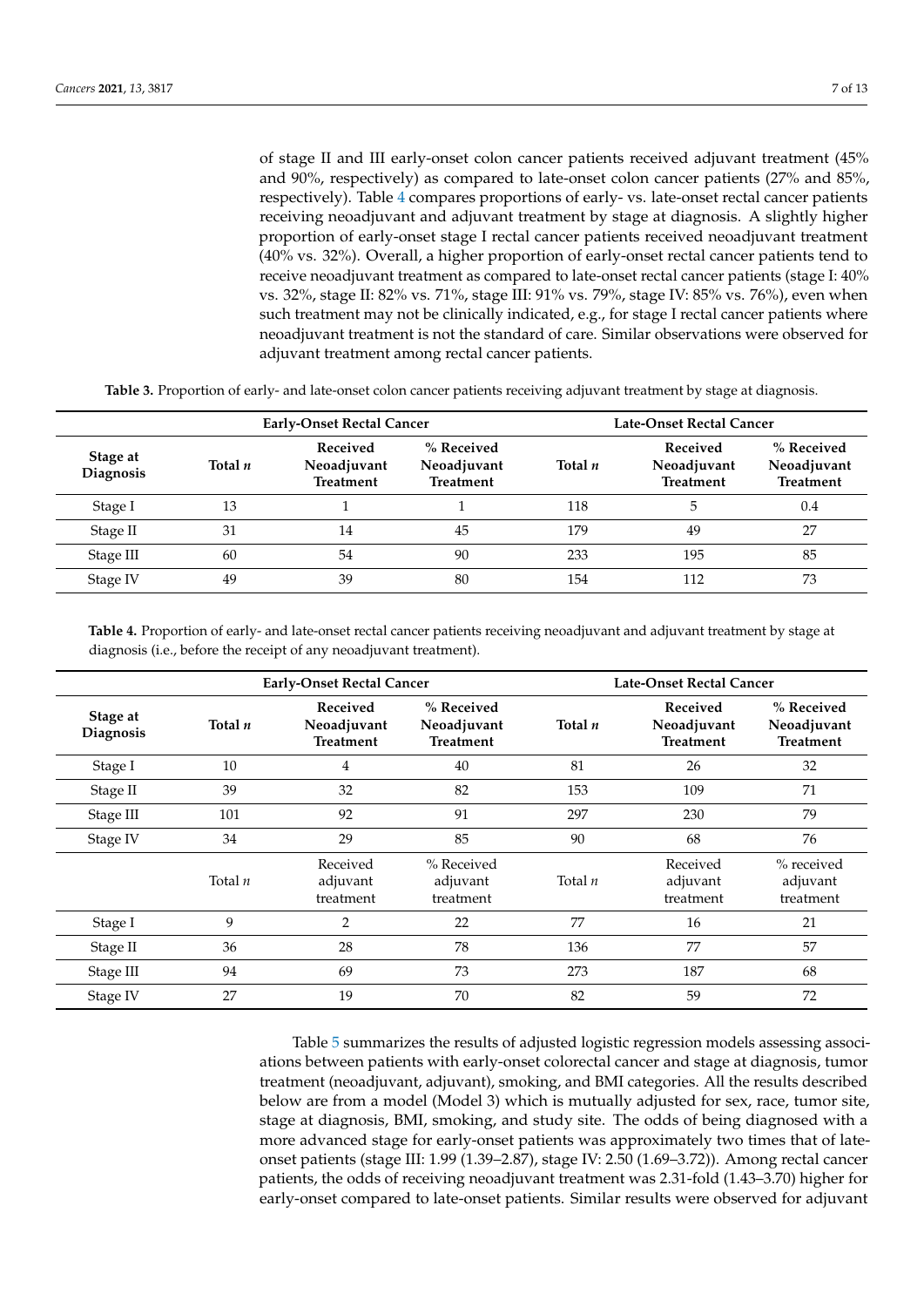of stage II and III early-onset colon cancer patients received adjuvant treatment (45% and 90%, respectively) as compared to late-onset colon cancer patients (27% and 85%, respectively). Table 4 compares proportions of early- vs. late-onset rectal cancer patients receiving neoadjuvant and adjuvant treatment by stage at diagnosis. A slightly higher proportion of early-onset stage I rectal cancer patients received neoadjuvant treatment (40% vs. 32%). Overall, a higher proportion of early-onset rectal cancer patients tend to receive neoadjuvant treatment as compared to late-onset rectal cancer patients (stage I: 40% vs. 32%, stage II: 82% vs. 71%, stage III: 91% vs. 79%, stage IV: 85% vs. 76%), even when such treatment may not be clinically indicated, e.g., for stage I rectal cancer patients where neoadjuvant treatment is not the standard of care. Similar observations were observed for adjuvant treatment among rectal cancer patients.

**Table 3.** Proportion of early- and late-onset colon cancer patients receiving adjuvant treatment by stage at diagnosis.

| | Early-Onset Rectal Cancer | | | Late-Onset Rectal Cancer | | |
|---|---|---|---|---|---|---|
| **Stage at Diagnosis** | **Total *n*** | **Received Neoadjuvant Treatment** | **% Received Neoadjuvant Treatment** | **Total *n*** | **Received Neoadjuvant Treatment** | **% Received Neoadjuvant Treatment** |
| Stage I | 13 | 1 | 1 | 118 | 5 | 0.4 |
| Stage II | 31 | 14 | 45 | 179 | 49 | 27 |
| Stage III | 60 | 54 | 90 | 233 | 195 | 85 |
| Stage IV | 49 | 39 | 80 | 154 | 112 | 73 |

**Table 4.** Proportion of early- and late-onset rectal cancer patients receiving neoadjuvant and adjuvant treatment by stage at diagnosis (i.e., before the receipt of any neoadjuvant treatment).

| | Early-Onset Rectal Cancer | | | Late-Onset Rectal Cancer | | |
|---|---|---|---|---|---|---|
| **Stage at Diagnosis** | **Total *n*** | **Received Neoadjuvant Treatment** | **% Received Neoadjuvant Treatment** | **Total *n*** | **Received Neoadjuvant Treatment** | **% Received Neoadjuvant Treatment** |
| Stage I | 10 | 4 | 40 | 81 | 26 | 32 |
| Stage II | 39 | 32 | 82 | 153 | 109 | 71 |
| Stage III | 101 | 92 | 91 | 297 | 230 | 79 |
| Stage IV | 34 | 29 | 85 | 90 | 68 | 76 |
| | Total *n* | Received adjuvant treatment | % Received adjuvant treatment | Total *n* | Received adjuvant treatment | % received adjuvant treatment |
| Stage I | 9 | 2 | 22 | 77 | 16 | 21 |
| Stage II | 36 | 28 | 78 | 136 | 77 | 57 |
| Stage III | 94 | 69 | 73 | 273 | 187 | 68 |
| Stage IV | 27 | 19 | 70 | 82 | 59 | 72 |

Table 5 summarizes the results of adjusted logistic regression models assessing associations between patients with early-onset colorectal cancer and stage at diagnosis, tumor treatment (neoadjuvant, adjuvant), smoking, and BMI categories. All the results described below are from a model (Model 3) which is mutually adjusted for sex, race, tumor site, stage at diagnosis, BMI, smoking, and study site. The odds of being diagnosed with a more advanced stage for early-onset patients was approximately two times that of late-onset patients (stage III: 1.99 (1.39–2.87), stage IV: 2.50 (1.69–3.72)). Among rectal cancer patients, the odds of receiving neoadjuvant treatment was 2.31-fold (1.43–3.70) higher for early-onset compared to late-onset patients. Similar results were observed for adjuvant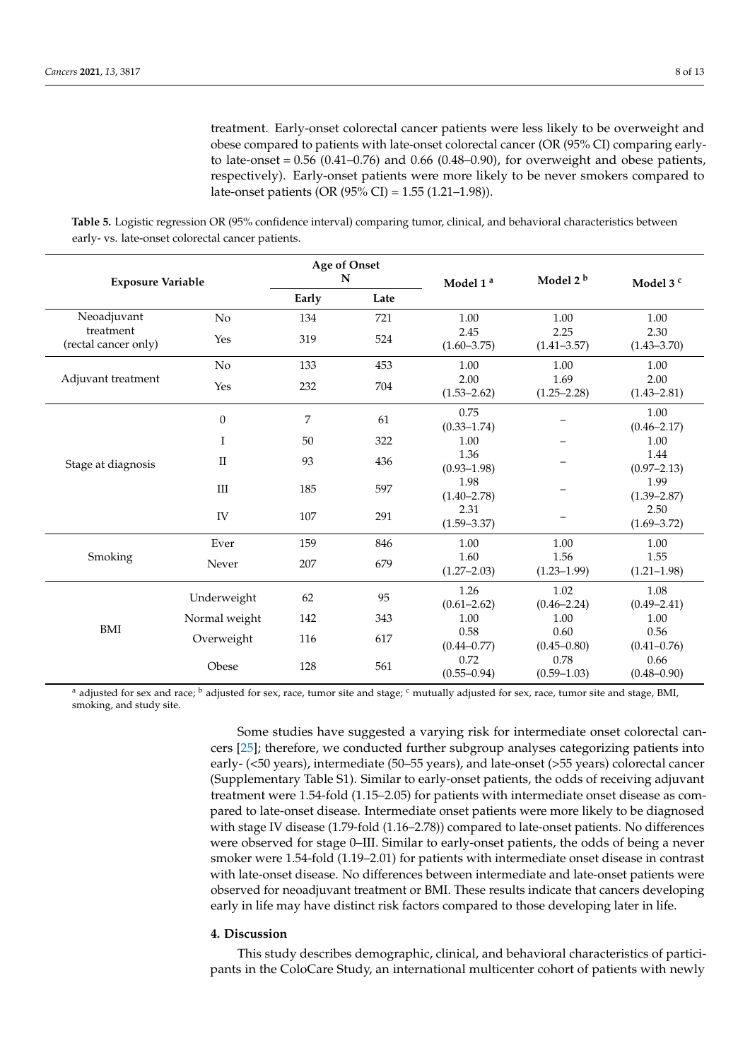treatment. Early-onset colorectal cancer patients were less likely to be overweight and obese compared to patients with late-onset colorectal cancer (OR (95% CI) comparing early- to late-onset = 0.56 (0.41–0.76) and 0.66 (0.48–0.90), for overweight and obese patients, respectively). Early-onset patients were more likely to be never smokers compared to late-onset patients (OR (95% CI) = 1.55 (1.21–1.98)).

**Table 5.** Logistic regression OR (95% confidence interval) comparing tumor, clinical, and behavioral characteristics between early- vs. late-onset colorectal cancer patients.

| Exposure Variable | | Age of Onset N | | Model 1 [a] | Model 2 [b] | Model 3 [c] |
|---|---|---|---|---|---|---|
| | | Early | Late | | | |
| Neoadjuvant treatment (rectal cancer only) | No | 134 | 721 | 1.00 | 1.00 | 1.00 |
| | Yes | 319 | 524 | 2.45 (1.60–3.75) | 2.25 (1.41–3.57) | 2.30 (1.43–3.70) |
| Adjuvant treatment | No | 133 | 453 | 1.00 | 1.00 | 1.00 |
| | Yes | 232 | 704 | 2.00 (1.53–2.62) | 1.69 (1.25–2.28) | 2.00 (1.43–2.81) |
| Stage at diagnosis | 0 | 7 | 61 | 0.75 (0.33–1.74) | – | 1.00 (0.46–2.17) |
| | I | 50 | 322 | 1.00 | – | 1.00 |
| | II | 93 | 436 | 1.36 (0.93–1.98) | – | 1.44 (0.97–2.13) |
| | III | 185 | 597 | 1.98 (1.40–2.78) | – | 1.99 (1.39–2.87) |
| | IV | 107 | 291 | 2.31 (1.59–3.37) | – | 2.50 (1.69–3.72) |
| Smoking | Ever | 159 | 846 | 1.00 | 1.00 | 1.00 |
| | Never | 207 | 679 | 1.60 (1.27–2.03) | 1.56 (1.23–1.99) | 1.55 (1.21–1.98) |
| BMI | Underweight | 62 | 95 | 1.26 (0.61–2.62) | 1.02 (0.46–2.24) | 1.08 (0.49–2.41) |
| | Normal weight | 142 | 343 | 1.00 | 1.00 | 1.00 |
| | Overweight | 116 | 617 | 0.58 (0.44–0.77) | 0.60 (0.45–0.80) | 0.56 (0.41–0.76) |
| | Obese | 128 | 561 | 0.72 (0.55–0.94) | 0.78 (0.59–1.03) | 0.66 (0.48–0.90) |

[a] adjusted for sex and race; [b] adjusted for sex, race, tumor site and stage; [c] mutually adjusted for sex, race, tumor site and stage, BMI, smoking, and study site.

Some studies have suggested a varying risk for intermediate onset colorectal cancers [25]; therefore, we conducted further subgroup analyses categorizing patients into early- (<50 years), intermediate (50–55 years), and late-onset (>55 years) colorectal cancer (Supplementary Table S1). Similar to early-onset patients, the odds of receiving adjuvant treatment were 1.54-fold (1.15–2.05) for patients with intermediate onset disease as compared to late-onset disease. Intermediate onset patients were more likely to be diagnosed with stage IV disease (1.79-fold (1.16–2.78)) compared to late-onset patients. No differences were observed for stage 0–III. Similar to early-onset patients, the odds of being a never smoker were 1.54-fold (1.19–2.01) for patients with intermediate onset disease in contrast with late-onset disease. No differences between intermediate and late-onset patients were observed for neoadjuvant treatment or BMI. These results indicate that cancers developing early in life may have distinct risk factors compared to those developing later in life.

## 4. Discussion

This study describes demographic, clinical, and behavioral characteristics of participants in the ColoCare Study, an international multicenter cohort of patients with newly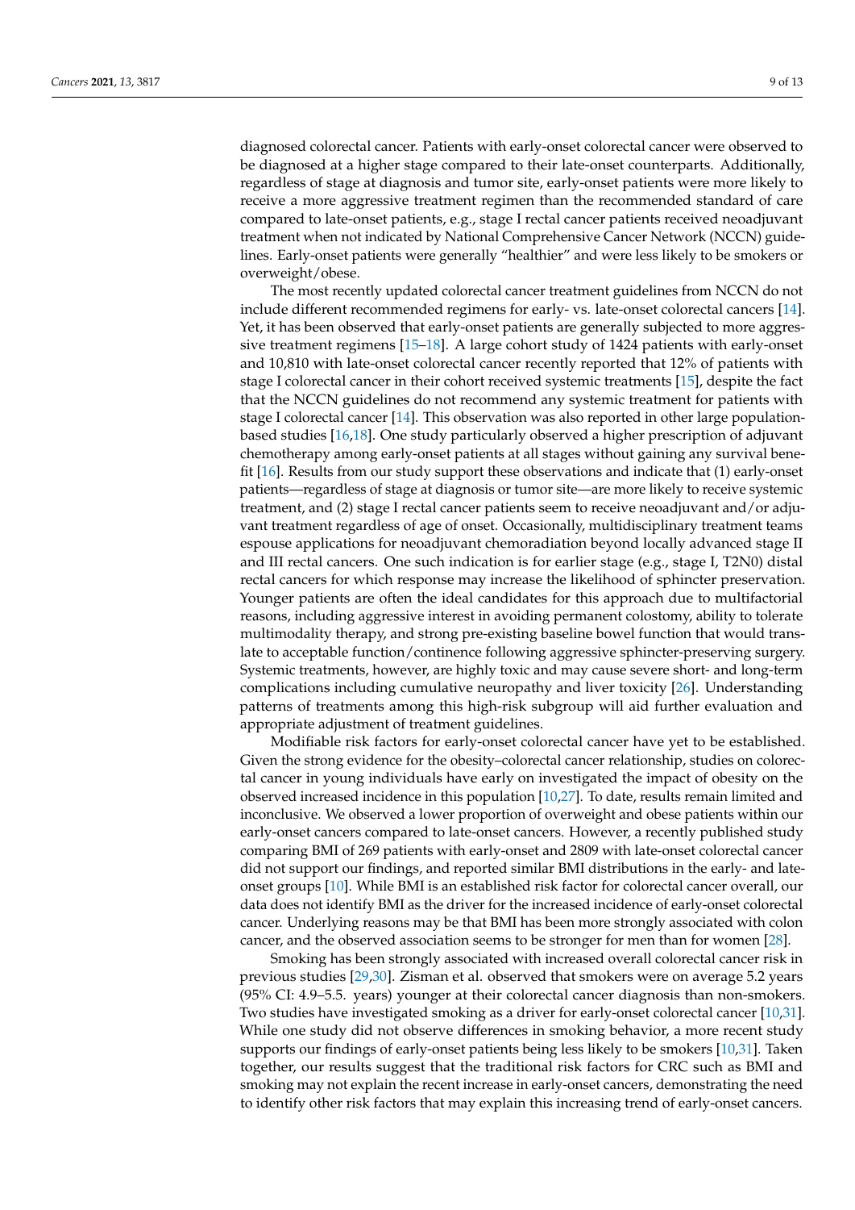diagnosed colorectal cancer. Patients with early-onset colorectal cancer were observed to be diagnosed at a higher stage compared to their late-onset counterparts. Additionally, regardless of stage at diagnosis and tumor site, early-onset patients were more likely to receive a more aggressive treatment regimen than the recommended standard of care compared to late-onset patients, e.g., stage I rectal cancer patients received neoadjuvant treatment when not indicated by National Comprehensive Cancer Network (NCCN) guidelines. Early-onset patients were generally "healthier" and were less likely to be smokers or overweight/obese.

The most recently updated colorectal cancer treatment guidelines from NCCN do not include different recommended regimens for early- vs. late-onset colorectal cancers [14]. Yet, it has been observed that early-onset patients are generally subjected to more aggressive treatment regimens [15–18]. A large cohort study of 1424 patients with early-onset and 10,810 with late-onset colorectal cancer recently reported that 12% of patients with stage I colorectal cancer in their cohort received systemic treatments [15], despite the fact that the NCCN guidelines do not recommend any systemic treatment for patients with stage I colorectal cancer [14]. This observation was also reported in other large population-based studies [16,18]. One study particularly observed a higher prescription of adjuvant chemotherapy among early-onset patients at all stages without gaining any survival benefit [16]. Results from our study support these observations and indicate that (1) early-onset patients—regardless of stage at diagnosis or tumor site—are more likely to receive systemic treatment, and (2) stage I rectal cancer patients seem to receive neoadjuvant and/or adjuvant treatment regardless of age of onset. Occasionally, multidisciplinary treatment teams espouse applications for neoadjuvant chemoradiation beyond locally advanced stage II and III rectal cancers. One such indication is for earlier stage (e.g., stage I, T2N0) distal rectal cancers for which response may increase the likelihood of sphincter preservation. Younger patients are often the ideal candidates for this approach due to multifactorial reasons, including aggressive interest in avoiding permanent colostomy, ability to tolerate multimodality therapy, and strong pre-existing baseline bowel function that would translate to acceptable function/continence following aggressive sphincter-preserving surgery. Systemic treatments, however, are highly toxic and may cause severe short- and long-term complications including cumulative neuropathy and liver toxicity [26]. Understanding patterns of treatments among this high-risk subgroup will aid further evaluation and appropriate adjustment of treatment guidelines.

Modifiable risk factors for early-onset colorectal cancer have yet to be established. Given the strong evidence for the obesity–colorectal cancer relationship, studies on colorectal cancer in young individuals have early on investigated the impact of obesity on the observed increased incidence in this population [10,27]. To date, results remain limited and inconclusive. We observed a lower proportion of overweight and obese patients within our early-onset cancers compared to late-onset cancers. However, a recently published study comparing BMI of 269 patients with early-onset and 2809 with late-onset colorectal cancer did not support our findings, and reported similar BMI distributions in the early- and late-onset groups [10]. While BMI is an established risk factor for colorectal cancer overall, our data does not identify BMI as the driver for the increased incidence of early-onset colorectal cancer. Underlying reasons may be that BMI has been more strongly associated with colon cancer, and the observed association seems to be stronger for men than for women [28].

Smoking has been strongly associated with increased overall colorectal cancer risk in previous studies [29,30]. Zisman et al. observed that smokers were on average 5.2 years (95% CI: 4.9–5.5. years) younger at their colorectal cancer diagnosis than non-smokers. Two studies have investigated smoking as a driver for early-onset colorectal cancer [10,31]. While one study did not observe differences in smoking behavior, a more recent study supports our findings of early-onset patients being less likely to be smokers [10,31]. Taken together, our results suggest that the traditional risk factors for CRC such as BMI and smoking may not explain the recent increase in early-onset cancers, demonstrating the need to identify other risk factors that may explain this increasing trend of early-onset cancers.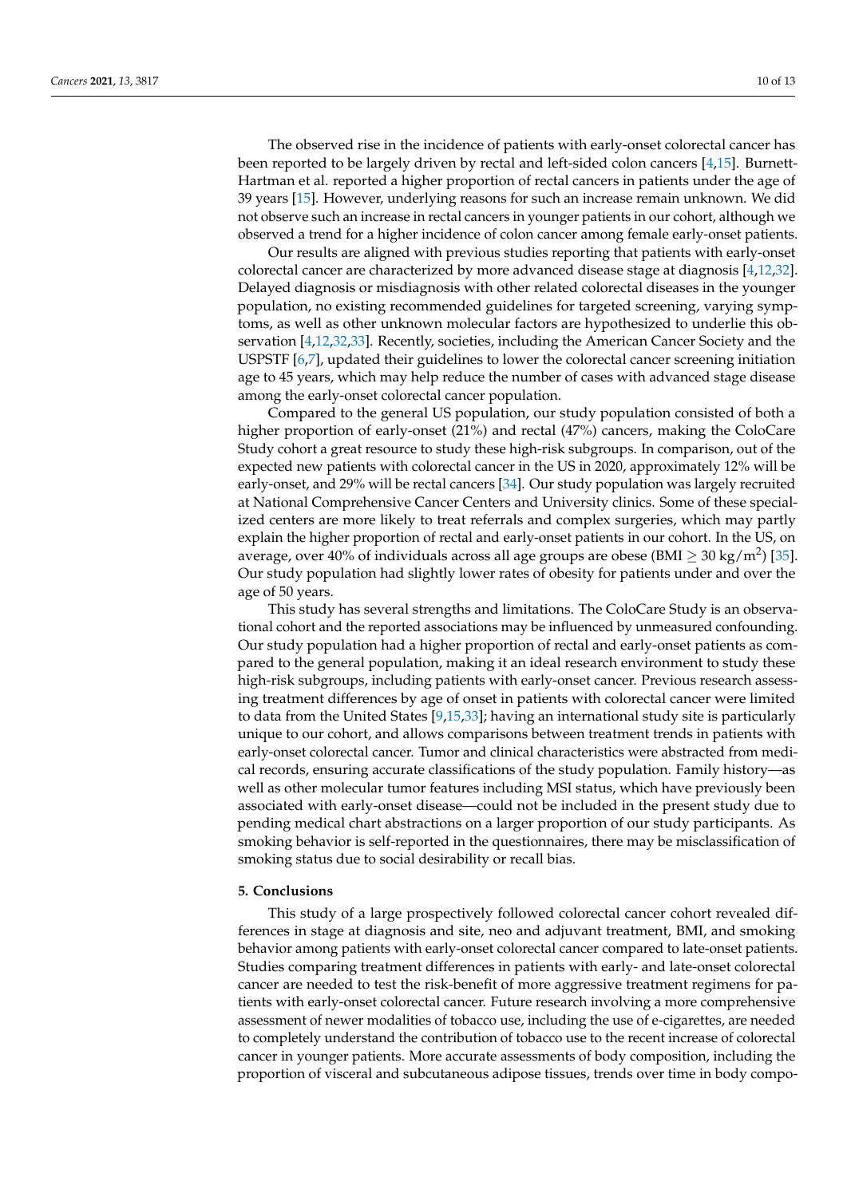The observed rise in the incidence of patients with early-onset colorectal cancer has been reported to be largely driven by rectal and left-sided colon cancers [4,15]. Burnett-Hartman et al. reported a higher proportion of rectal cancers in patients under the age of 39 years [15]. However, underlying reasons for such an increase remain unknown. We did not observe such an increase in rectal cancers in younger patients in our cohort, although we observed a trend for a higher incidence of colon cancer among female early-onset patients.

Our results are aligned with previous studies reporting that patients with early-onset colorectal cancer are characterized by more advanced disease stage at diagnosis [4,12,32]. Delayed diagnosis or misdiagnosis with other related colorectal diseases in the younger population, no existing recommended guidelines for targeted screening, varying symptoms, as well as other unknown molecular factors are hypothesized to underlie this observation [4,12,32,33]. Recently, societies, including the American Cancer Society and the USPSTF [6,7], updated their guidelines to lower the colorectal cancer screening initiation age to 45 years, which may help reduce the number of cases with advanced stage disease among the early-onset colorectal cancer population.

Compared to the general US population, our study population consisted of both a higher proportion of early-onset (21%) and rectal (47%) cancers, making the ColoCare Study cohort a great resource to study these high-risk subgroups. In comparison, out of the expected new patients with colorectal cancer in the US in 2020, approximately 12% will be early-onset, and 29% will be rectal cancers [34]. Our study population was largely recruited at National Comprehensive Cancer Centers and University clinics. Some of these specialized centers are more likely to treat referrals and complex surgeries, which may partly explain the higher proportion of rectal and early-onset patients in our cohort. In the US, on average, over 40% of individuals across all age groups are obese (BMI $\geq 30$ kg/m$^2$) [35]. Our study population had slightly lower rates of obesity for patients under and over the age of 50 years.

This study has several strengths and limitations. The ColoCare Study is an observational cohort and the reported associations may be influenced by unmeasured confounding. Our study population had a higher proportion of rectal and early-onset patients as compared to the general population, making it an ideal research environment to study these high-risk subgroups, including patients with early-onset cancer. Previous research assessing treatment differences by age of onset in patients with colorectal cancer were limited to data from the United States [9,15,33]; having an international study site is particularly unique to our cohort, and allows comparisons between treatment trends in patients with early-onset colorectal cancer. Tumor and clinical characteristics were abstracted from medical records, ensuring accurate classifications of the study population. Family history—as well as other molecular tumor features including MSI status, which have previously been associated with early-onset disease—could not be included in the present study due to pending medical chart abstractions on a larger proportion of our study participants. As smoking behavior is self-reported in the questionnaires, there may be misclassification of smoking status due to social desirability or recall bias.

## 5. Conclusions

This study of a large prospectively followed colorectal cancer cohort revealed differences in stage at diagnosis and site, neo and adjuvant treatment, BMI, and smoking behavior among patients with early-onset colorectal cancer compared to late-onset patients. Studies comparing treatment differences in patients with early- and late-onset colorectal cancer are needed to test the risk-benefit of more aggressive treatment regimens for patients with early-onset colorectal cancer. Future research involving a more comprehensive assessment of newer modalities of tobacco use, including the use of e-cigarettes, are needed to completely understand the contribution of tobacco use to the recent increase of colorectal cancer in younger patients. More accurate assessments of body composition, including the proportion of visceral and subcutaneous adipose tissues, trends over time in body compo-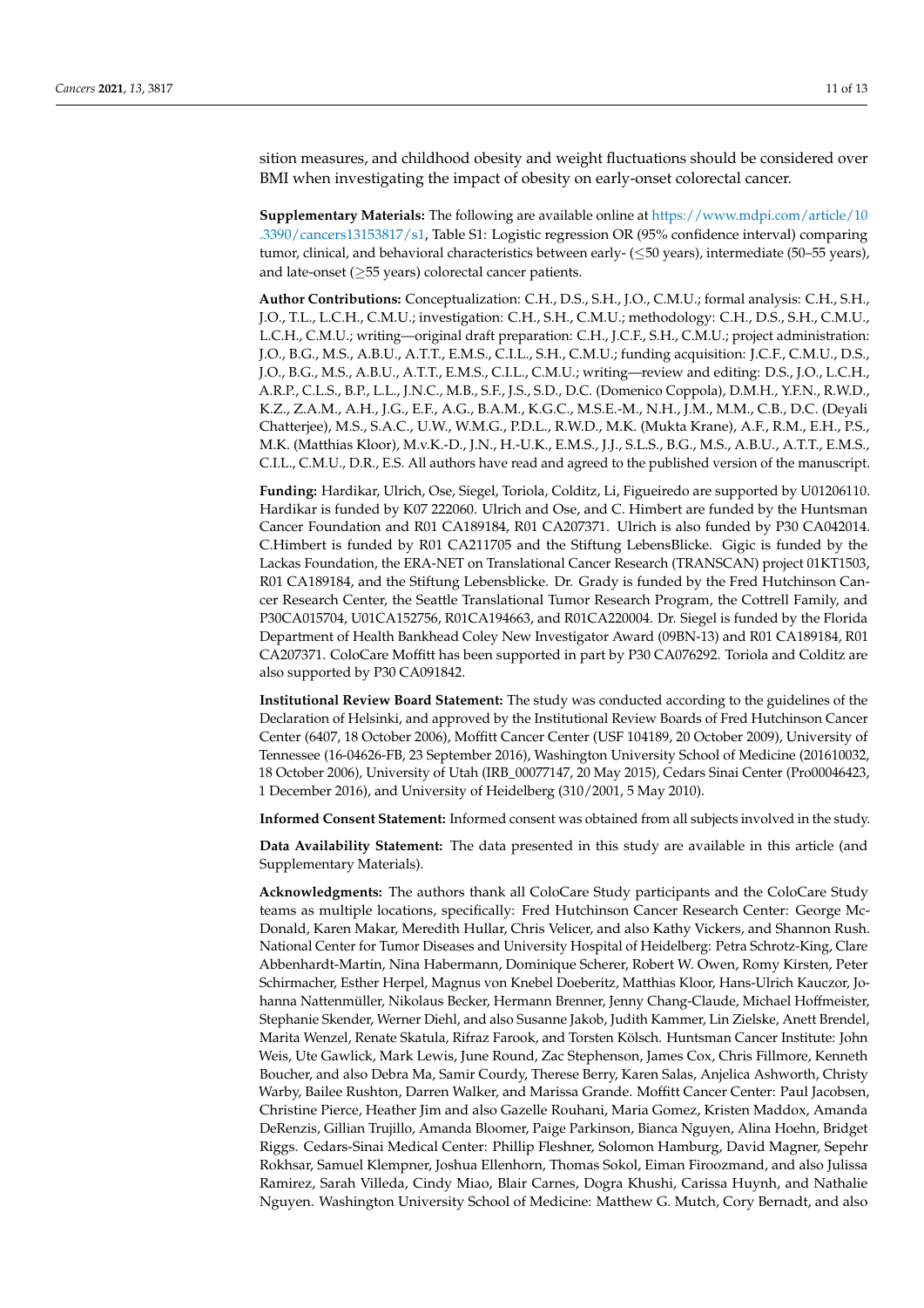sition measures, and childhood obesity and weight fluctuations should be considered over BMI when investigating the impact of obesity on early-onset colorectal cancer.

**Supplementary Materials:** The following are available online at https://www.mdpi.com/article/10.3390/cancers13153817/s1, Table S1: Logistic regression OR (95% confidence interval) comparing tumor, clinical, and behavioral characteristics between early- (≤50 years), intermediate (50–55 years), and late-onset (≥55 years) colorectal cancer patients.

**Author Contributions:** Conceptualization: C.H., D.S., S.H., J.O., C.M.U.; formal analysis: C.H., S.H., J.O., T.L., L.C.H., C.M.U.; investigation: C.H., S.H., C.M.U.; methodology: C.H., D.S., S.H., C.M.U., L.C.H., C.M.U.; writing—original draft preparation: C.H., J.C.F., S.H., C.M.U.; project administration: J.O., B.G., M.S., A.B.U., A.T.T., E.M.S., C.I.L., S.H., C.M.U.; funding acquisition: J.C.F., C.M.U., D.S., J.O., B.G., M.S., A.B.U., A.T.T., E.M.S., C.I.L., C.M.U.; writing—review and editing: D.S., J.O., L.C.H., A.R.P., C.L.S., B.P., L.L., J.N.C., M.B., S.F., J.S., S.D., D.C. (Domenico Coppola), D.M.H., Y.F.N., R.W.D., K.Z., Z.A.M., A.H., J.G., E.F., A.G., B.A.M., K.G.C., M.S.E.-M., N.H., J.M., M.M., C.B., D.C. (Deyali Chatterjee), M.S., S.A.C., U.W., W.M.G., P.D.L., R.W.D., M.K. (Mukta Krane), A.F., R.M., E.H., P.S., M.K. (Matthias Kloor), M.v.K.-D., J.N., H.-U.K., E.M.S., J.J., S.L.S., B.G., M.S., A.B.U., A.T.T., C.I.L., C.M.U., D.R., E.S. All authors have read and agreed to the published version of the manuscript.

**Funding:** Hardikar, Ulrich, Ose, Siegel, Toriola, Colditz, Li, Figueiredo are supported by U01206110. Hardikar is funded by K07 222060. Ulrich and Ose, and C. Himbert are funded by the Huntsman Cancer Foundation and R01 CA189184, R01 CA207371. Ulrich is also funded by P30 CA042014. C.Himbert is funded by R01 CA211705 and the Stiftung LebensBlicke. Gigic is funded by the Lackas Foundation, the ERA-NET on Translational Cancer Research (TRANSCAN) project 01KT1503, R01 CA189184, and the Stiftung Lebensblicke. Dr. Grady is funded by the Fred Hutchinson Cancer Research Center, the Seattle Translational Tumor Research Program, the Cottrell Family, and P30CA015704, U01CA152756, R01CA194663, and R01CA220004. Dr. Siegel is funded by the Florida Department of Health Bankhead Coley New Investigator Award (09BN-13) and R01 CA189184, R01 CA207371. ColoCare Moffitt has been supported in part by P30 CA076292. Toriola and Colditz are also supported by P30 CA091842.

**Institutional Review Board Statement:** The study was conducted according to the guidelines of the Declaration of Helsinki, and approved by the Institutional Review Boards of Fred Hutchinson Cancer Center (6407, 18 October 2006), Moffitt Cancer Center (USF 104189, 20 October 2009), University of Tennessee (16-04626-FB, 23 September 2016), Washington University School of Medicine (201610032, 18 October 2006), University of Utah (IRB_00077147, 20 May 2015), Cedars Sinai Center (Pro00046423, 1 December 2016), and University of Heidelberg (310/2001, 5 May 2010).

**Informed Consent Statement:** Informed consent was obtained from all subjects involved in the study.

**Data Availability Statement:** The data presented in this study are available in this article (and Supplementary Materials).

**Acknowledgments:** The authors thank all ColoCare Study participants and the ColoCare Study teams as multiple locations, specifically: Fred Hutchinson Cancer Research Center: George McDonald, Karen Makar, Meredith Hullar, Chris Velicer, and also Kathy Vickers, and Shannon Rush. National Center for Tumor Diseases and University Hospital of Heidelberg: Petra Schrotz-King, Clare Abbenhardt-Martin, Nina Habermann, Dominique Scherer, Robert W. Owen, Romy Kirsten, Peter Schirmacher, Esther Herpel, Magnus von Knebel Doeberitz, Matthias Kloor, Hans-Ulrich Kauczor, Johanna Nattenmüller, Nikolaus Becker, Hermann Brenner, Jenny Chang-Claude, Michael Hoffmeister, Stephanie Skender, Werner Diehl, and also Susanne Jakob, Judith Kammer, Lin Zielske, Anett Brendel, Marita Wenzel, Renate Skatula, Rifraz Farook, and Torsten Kölsch. Huntsman Cancer Institute: John Weis, Ute Gawlick, Mark Lewis, June Round, Zac Stephenson, James Cox, Chris Fillmore, Kenneth Boucher, and also Debra Ma, Samir Courdy, Therese Berry, Karen Salas, Anjelica Ashworth, Christy Warby, Bailee Rushton, Darren Walker, and Marissa Grande. Moffitt Cancer Center: Paul Jacobsen, Christine Pierce, Heather Jim and also Gazelle Rouhani, Maria Gomez, Kristen Maddox, Amanda DeRenzis, Gillian Trujillo, Amanda Bloomer, Paige Parkinson, Bianca Nguyen, Alina Hoehn, Bridget Riggs. Cedars-Sinai Medical Center: Phillip Fleshner, Solomon Hamburg, David Magner, Sepehr Rokhsar, Samuel Klempner, Joshua Ellenhorn, Thomas Sokol, Eiman Firoozmand, and also Julissa Ramirez, Sarah Villeda, Cindy Miao, Blair Carnes, Dogra Khushi, Carissa Huynh, and Nathalie Nguyen. Washington University School of Medicine: Matthew G. Mutch, Cory Bernadt, and also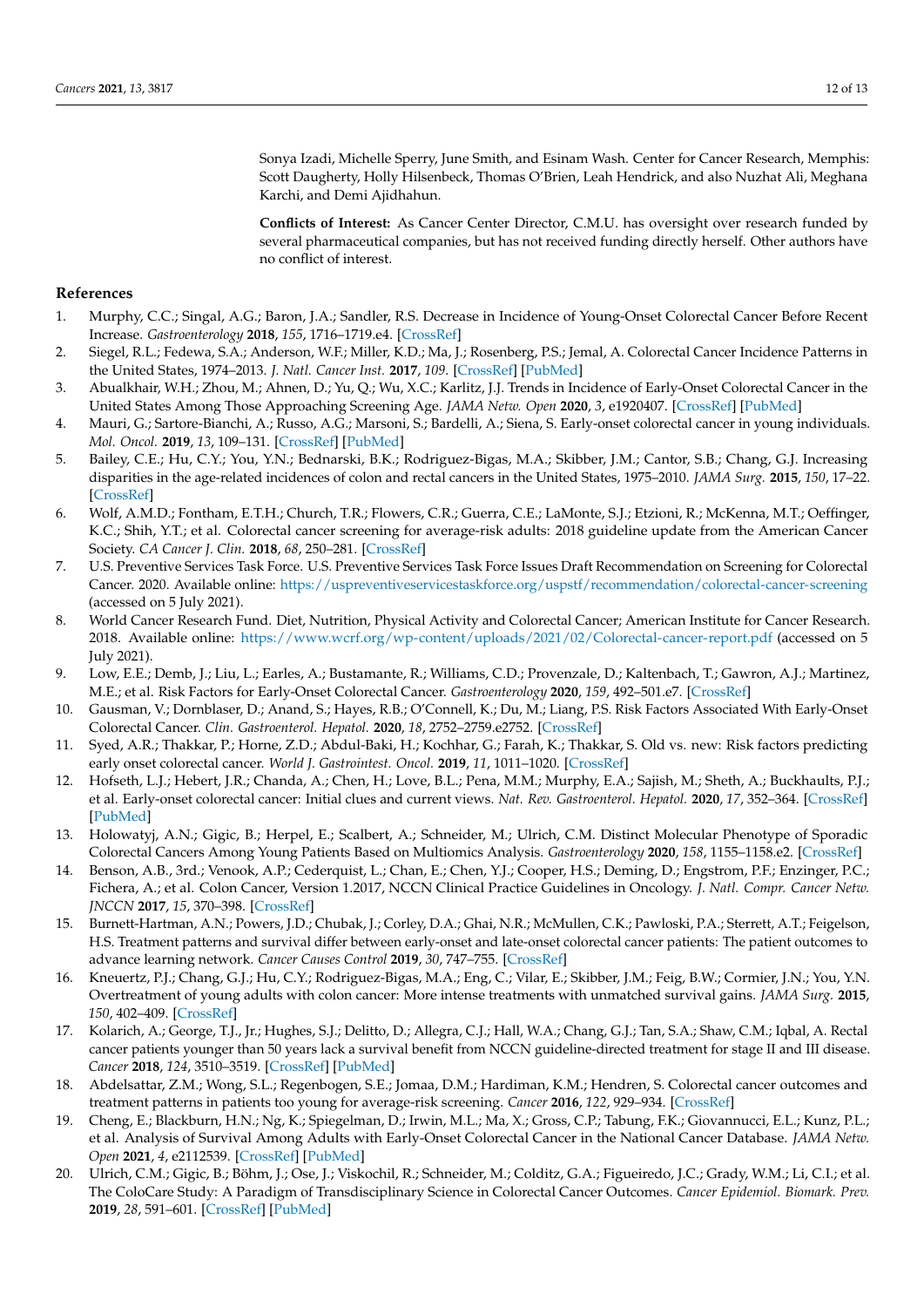Sonya Izadi, Michelle Sperry, June Smith, and Esinam Wash. Center for Cancer Research, Memphis: Scott Daugherty, Holly Hilsenbeck, Thomas O'Brien, Leah Hendrick, and also Nuzhat Ali, Meghana Karchi, and Demi Ajidhahun.

**Conflicts of Interest:** As Cancer Center Director, C.M.U. has oversight over research funded by several pharmaceutical companies, but has not received funding directly herself. Other authors have no conflict of interest.

## References

1. Murphy, C.C.; Singal, A.G.; Baron, J.A.; Sandler, R.S. Decrease in Incidence of Young-Onset Colorectal Cancer Before Recent Increase. *Gastroenterology* **2018**, *155*, 1716–1719.e4. [CrossRef]
2. Siegel, R.L.; Fedewa, S.A.; Anderson, W.F.; Miller, K.D.; Ma, J.; Rosenberg, P.S.; Jemal, A. Colorectal Cancer Incidence Patterns in the United States, 1974–2013. *J. Natl. Cancer Inst.* **2017**, *109*. [CrossRef] [PubMed]
3. Abualkhair, W.H.; Zhou, M.; Ahnen, D.; Yu, Q.; Wu, X.C.; Karlitz, J.J. Trends in Incidence of Early-Onset Colorectal Cancer in the United States Among Those Approaching Screening Age. *JAMA Netw. Open* **2020**, *3*, e1920407. [CrossRef] [PubMed]
4. Mauri, G.; Sartore-Bianchi, A.; Russo, A.G.; Marsoni, S.; Bardelli, A.; Siena, S. Early-onset colorectal cancer in young individuals. *Mol. Oncol.* **2019**, *13*, 109–131. [CrossRef] [PubMed]
5. Bailey, C.E.; Hu, C.Y.; You, Y.N.; Bednarski, B.K.; Rodriguez-Bigas, M.A.; Skibber, J.M.; Cantor, S.B.; Chang, G.J. Increasing disparities in the age-related incidences of colon and rectal cancers in the United States, 1975–2010. *JAMA Surg.* **2015**, *150*, 17–22. [CrossRef]
6. Wolf, A.M.D.; Fontham, E.T.H.; Church, T.R.; Flowers, C.R.; Guerra, C.E.; LaMonte, S.J.; Etzioni, R.; McKenna, M.T.; Oeffinger, K.C.; Shih, Y.T.; et al. Colorectal cancer screening for average-risk adults: 2018 guideline update from the American Cancer Society. *CA Cancer J. Clin.* **2018**, *68*, 250–281. [CrossRef]
7. U.S. Preventive Services Task Force. U.S. Preventive Services Task Force Issues Draft Recommendation on Screening for Colorectal Cancer. 2020. Available online: https://uspreventiveservicestaskforce.org/uspstf/recommendation/colorectal-cancer-screening (accessed on 5 July 2021).
8. World Cancer Research Fund. Diet, Nutrition, Physical Activity and Colorectal Cancer; American Institute for Cancer Research. 2018. Available online: https://www.wcrf.org/wp-content/uploads/2021/02/Colorectal-cancer-report.pdf (accessed on 5 July 2021).
9. Low, E.E.; Demb, J.; Liu, L.; Earles, A.; Bustamante, R.; Williams, C.D.; Provenzale, D.; Kaltenbach, T.; Gawron, A.J.; Martinez, M.E.; et al. Risk Factors for Early-Onset Colorectal Cancer. *Gastroenterology* **2020**, *159*, 492–501.e7. [CrossRef]
10. Gausman, V.; Dornblaser, D.; Anand, S.; Hayes, R.B.; O'Connell, K.; Du, M.; Liang, P.S. Risk Factors Associated With Early-Onset Colorectal Cancer. *Clin. Gastroenterol. Hepatol.* **2020**, *18*, 2752–2759.e2752. [CrossRef]
11. Syed, A.R.; Thakkar, P.; Horne, Z.D.; Abdul-Baki, H.; Kochhar, G.; Farah, K.; Thakkar, S. Old vs. new: Risk factors predicting early onset colorectal cancer. *World J. Gastrointest. Oncol.* **2019**, *11*, 1011–1020. [CrossRef]
12. Hofseth, L.J.; Hebert, J.R.; Chanda, A.; Chen, H.; Love, B.L.; Pena, M.M.; Murphy, E.A.; Sajish, M.; Sheth, A.; Buckhaults, P.J.; et al. Early-onset colorectal cancer: Initial clues and current views. *Nat. Rev. Gastroenterol. Hepatol.* **2020**, *17*, 352–364. [CrossRef] [PubMed]
13. Holowatyj, A.N.; Gigic, B.; Herpel, E.; Scalbert, A.; Schneider, M.; Ulrich, C.M. Distinct Molecular Phenotype of Sporadic Colorectal Cancers Among Young Patients Based on Multiomics Analysis. *Gastroenterology* **2020**, *158*, 1155–1158.e2. [CrossRef]
14. Benson, A.B., 3rd.; Venook, A.P.; Cederquist, L.; Chan, E.; Chen, Y.J.; Cooper, H.S.; Deming, D.; Engstrom, P.F.; Enzinger, P.C.; Fichera, A.; et al. Colon Cancer, Version 1.2017, NCCN Clinical Practice Guidelines in Oncology. *J. Natl. Compr. Cancer Netw. JNCCN* **2017**, *15*, 370–398. [CrossRef]
15. Burnett-Hartman, A.N.; Powers, J.D.; Chubak, J.; Corley, D.A.; Ghai, N.R.; McMullen, C.K.; Pawloski, P.A.; Sterrett, A.T.; Feigelson, H.S. Treatment patterns and survival differ between early-onset and late-onset colorectal cancer patients: The patient outcomes to advance learning network. *Cancer Causes Control* **2019**, *30*, 747–755. [CrossRef]
16. Kneuertz, P.J.; Chang, G.J.; Hu, C.Y.; Rodriguez-Bigas, M.A.; Eng, C.; Vilar, E.; Skibber, J.M.; Feig, B.W.; Cormier, J.N.; You, Y.N. Overtreatment of young adults with colon cancer: More intense treatments with unmatched survival gains. *JAMA Surg.* **2015**, *150*, 402–409. [CrossRef]
17. Kolarich, A.; George, T.J., Jr.; Hughes, S.J.; Delitto, D.; Allegra, C.J.; Hall, W.A.; Chang, G.J.; Tan, S.A.; Shaw, C.M.; Iqbal, A. Rectal cancer patients younger than 50 years lack a survival benefit from NCCN guideline-directed treatment for stage II and III disease. *Cancer* **2018**, *124*, 3510–3519. [CrossRef] [PubMed]
18. Abdelsattar, Z.M.; Wong, S.L.; Regenbogen, S.E.; Jomaa, D.M.; Hardiman, K.M.; Hendren, S. Colorectal cancer outcomes and treatment patterns in patients too young for average-risk screening. *Cancer* **2016**, *122*, 929–934. [CrossRef]
19. Cheng, E.; Blackburn, H.N.; Ng, K.; Spiegelman, D.; Irwin, M.L.; Ma, X.; Gross, C.P.; Tabung, F.K.; Giovannucci, E.L.; Kunz, P.L.; et al. Analysis of Survival Among Adults with Early-Onset Colorectal Cancer in the National Cancer Database. *JAMA Netw. Open* **2021**, *4*, e2112539. [CrossRef] [PubMed]
20. Ulrich, C.M.; Gigic, B.; Böhm, J.; Ose, J.; Viskochil, R.; Schneider, M.; Colditz, G.A.; Figueiredo, J.C.; Grady, W.M.; Li, C.I.; et al. The ColoCare Study: A Paradigm of Transdisciplinary Science in Colorectal Cancer Outcomes. *Cancer Epidemiol. Biomark. Prev.* **2019**, *28*, 591–601. [CrossRef] [PubMed]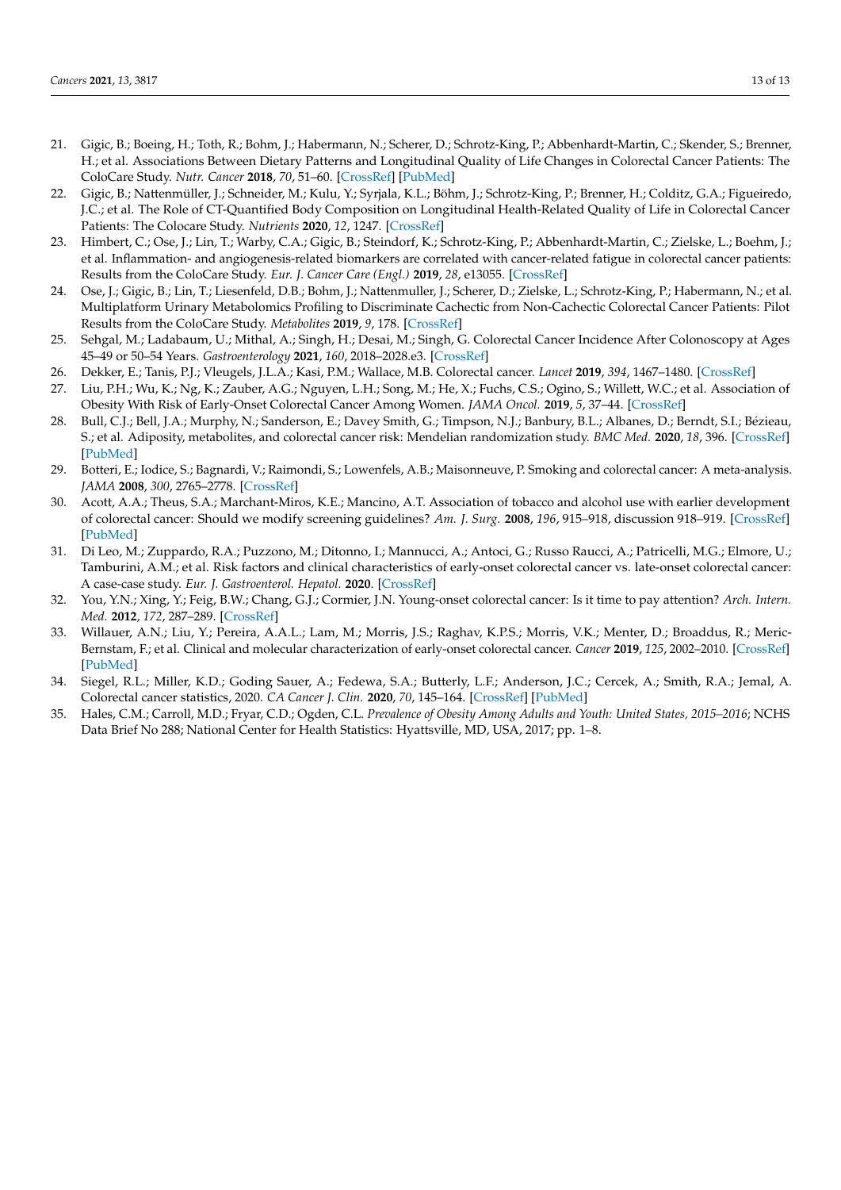21. Gigic, B.; Boeing, H.; Toth, R.; Bohm, J.; Habermann, N.; Scherer, D.; Schrotz-King, P.; Abbenhardt-Martin, C.; Skender, S.; Brenner, H.; et al. Associations Between Dietary Patterns and Longitudinal Quality of Life Changes in Colorectal Cancer Patients: The ColoCare Study. *Nutr. Cancer* **2018**, *70*, 51–60. [CrossRef] [PubMed]
22. Gigic, B.; Nattenmüller, J.; Schneider, M.; Kulu, Y.; Syrjala, K.L.; Böhm, J.; Schrotz-King, P.; Brenner, H.; Colditz, G.A.; Figueiredo, J.C.; et al. The Role of CT-Quantified Body Composition on Longitudinal Health-Related Quality of Life in Colorectal Cancer Patients: The Colocare Study. *Nutrients* **2020**, *12*, 1247. [CrossRef]
23. Himbert, C.; Ose, J.; Lin, T.; Warby, C.A.; Gigic, B.; Steindorf, K.; Schrotz-King, P.; Abbenhardt-Martin, C.; Zielske, L.; Boehm, J.; et al. Inflammation- and angiogenesis-related biomarkers are correlated with cancer-related fatigue in colorectal cancer patients: Results from the ColoCare Study. *Eur. J. Cancer Care (Engl.)* **2019**, *28*, e13055. [CrossRef]
24. Ose, J.; Gigic, B.; Lin, T.; Liesenfeld, D.B.; Bohm, J.; Nattenmuller, J.; Scherer, D.; Zielske, L.; Schrotz-King, P.; Habermann, N.; et al. Multiplatform Urinary Metabolomics Profiling to Discriminate Cachectic from Non-Cachectic Colorectal Cancer Patients: Pilot Results from the ColoCare Study. *Metabolites* **2019**, *9*, 178. [CrossRef]
25. Sehgal, M.; Ladabaum, U.; Mithal, A.; Singh, H.; Desai, M.; Singh, G. Colorectal Cancer Incidence After Colonoscopy at Ages 45–49 or 50–54 Years. *Gastroenterology* **2021**, *160*, 2018–2028.e3. [CrossRef]
26. Dekker, E.; Tanis, P.J.; Vleugels, J.L.A.; Kasi, P.M.; Wallace, M.B. Colorectal cancer. *Lancet* **2019**, *394*, 1467–1480. [CrossRef]
27. Liu, P.H.; Wu, K.; Ng, K.; Zauber, A.G.; Nguyen, L.H.; Song, M.; He, X.; Fuchs, C.S.; Ogino, S.; Willett, W.C.; et al. Association of Obesity With Risk of Early-Onset Colorectal Cancer Among Women. *JAMA Oncol.* **2019**, *5*, 37–44. [CrossRef]
28. Bull, C.J.; Bell, J.A.; Murphy, N.; Sanderson, E.; Davey Smith, G.; Timpson, N.J.; Banbury, B.L.; Albanes, D.; Berndt, S.I.; Bézieau, S.; et al. Adiposity, metabolites, and colorectal cancer risk: Mendelian randomization study. *BMC Med.* **2020**, *18*, 396. [CrossRef] [PubMed]
29. Botteri, E.; Iodice, S.; Bagnardi, V.; Raimondi, S.; Lowenfels, A.B.; Maisonneuve, P. Smoking and colorectal cancer: A meta-analysis. *JAMA* **2008**, *300*, 2765–2778. [CrossRef]
30. Acott, A.A.; Theus, S.A.; Marchant-Miros, K.E.; Mancino, A.T. Association of tobacco and alcohol use with earlier development of colorectal cancer: Should we modify screening guidelines? *Am. J. Surg.* **2008**, *196*, 915–918, discussion 918–919. [CrossRef] [PubMed]
31. Di Leo, M.; Zuppardo, R.A.; Puzzono, M.; Ditonno, I.; Mannucci, A.; Antoci, G.; Russo Raucci, A.; Patricelli, M.G.; Elmore, U.; Tamburini, A.M.; et al. Risk factors and clinical characteristics of early-onset colorectal cancer vs. late-onset colorectal cancer: A case-case study. *Eur. J. Gastroenterol. Hepatol.* **2020**. [CrossRef]
32. You, Y.N.; Xing, Y.; Feig, B.W.; Chang, G.J.; Cormier, J.N. Young-onset colorectal cancer: Is it time to pay attention? *Arch. Intern. Med.* **2012**, *172*, 287–289. [CrossRef]
33. Willauer, A.N.; Liu, Y.; Pereira, A.A.L.; Lam, M.; Morris, J.S.; Raghav, K.P.S.; Morris, V.K.; Menter, D.; Broaddus, R.; Meric-Bernstam, F.; et al. Clinical and molecular characterization of early-onset colorectal cancer. *Cancer* **2019**, *125*, 2002–2010. [CrossRef] [PubMed]
34. Siegel, R.L.; Miller, K.D.; Goding Sauer, A.; Fedewa, S.A.; Butterly, L.F.; Anderson, J.C.; Cercek, A.; Smith, R.A.; Jemal, A. Colorectal cancer statistics, 2020. *CA Cancer J. Clin.* **2020**, *70*, 145–164. [CrossRef] [PubMed]
35. Hales, C.M.; Carroll, M.D.; Fryar, C.D.; Ogden, C.L. *Prevalence of Obesity Among Adults and Youth: United States, 2015–2016*; NCHS Data Brief No 288; National Center for Health Statistics: Hyattsville, MD, USA, 2017; pp. 1–8.